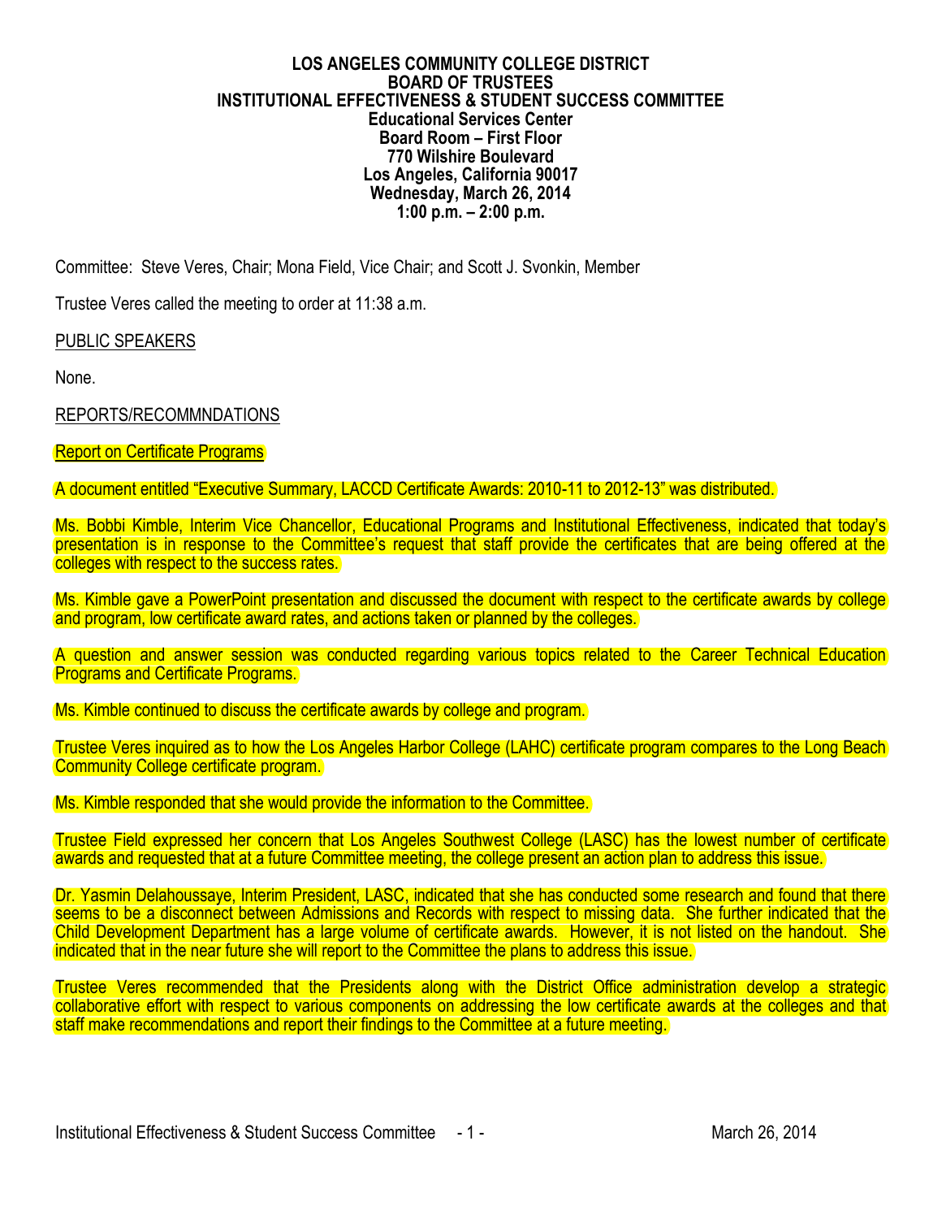**LOS ANGELES COMMUNITY COLLEGE DISTRICT**
**BOARD OF TRUSTEES**
**INSTITUTIONAL EFFECTIVENESS & STUDENT SUCCESS COMMITTEE**
**Educational Services Center**
**Board Room – First Floor**
**770 Wilshire Boulevard**
**Los Angeles, California 90017**
**Wednesday, March 26, 2014**
**1:00 p.m. – 2:00 p.m.**

Committee: Steve Veres, Chair; Mona Field, Vice Chair; and Scott J. Svonkin, Member

Trustee Veres called the meeting to order at 11:38 a.m.

PUBLIC SPEAKERS

None.

REPORTS/RECOMMNDATIONS

Report on Certificate Programs

A document entitled "Executive Summary, LACCD Certificate Awards: 2010-11 to 2012-13" was distributed.

Ms. Bobbi Kimble, Interim Vice Chancellor, Educational Programs and Institutional Effectiveness, indicated that today's presentation is in response to the Committee's request that staff provide the certificates that are being offered at the colleges with respect to the success rates.

Ms. Kimble gave a PowerPoint presentation and discussed the document with respect to the certificate awards by college and program, low certificate award rates, and actions taken or planned by the colleges.

A question and answer session was conducted regarding various topics related to the Career Technical Education Programs and Certificate Programs.

Ms. Kimble continued to discuss the certificate awards by college and program.

Trustee Veres inquired as to how the Los Angeles Harbor College (LAHC) certificate program compares to the Long Beach Community College certificate program.

Ms. Kimble responded that she would provide the information to the Committee.

Trustee Field expressed her concern that Los Angeles Southwest College (LASC) has the lowest number of certificate awards and requested that at a future Committee meeting, the college present an action plan to address this issue.

Dr. Yasmin Delahoussaye, Interim President, LASC, indicated that she has conducted some research and found that there seems to be a disconnect between Admissions and Records with respect to missing data. She further indicated that the Child Development Department has a large volume of certificate awards. However, it is not listed on the handout. She indicated that in the near future she will report to the Committee the plans to address this issue.

Trustee Veres recommended that the Presidents along with the District Office administration develop a strategic collaborative effort with respect to various components on addressing the low certificate awards at the colleges and that staff make recommendations and report their findings to the Committee at a future meeting.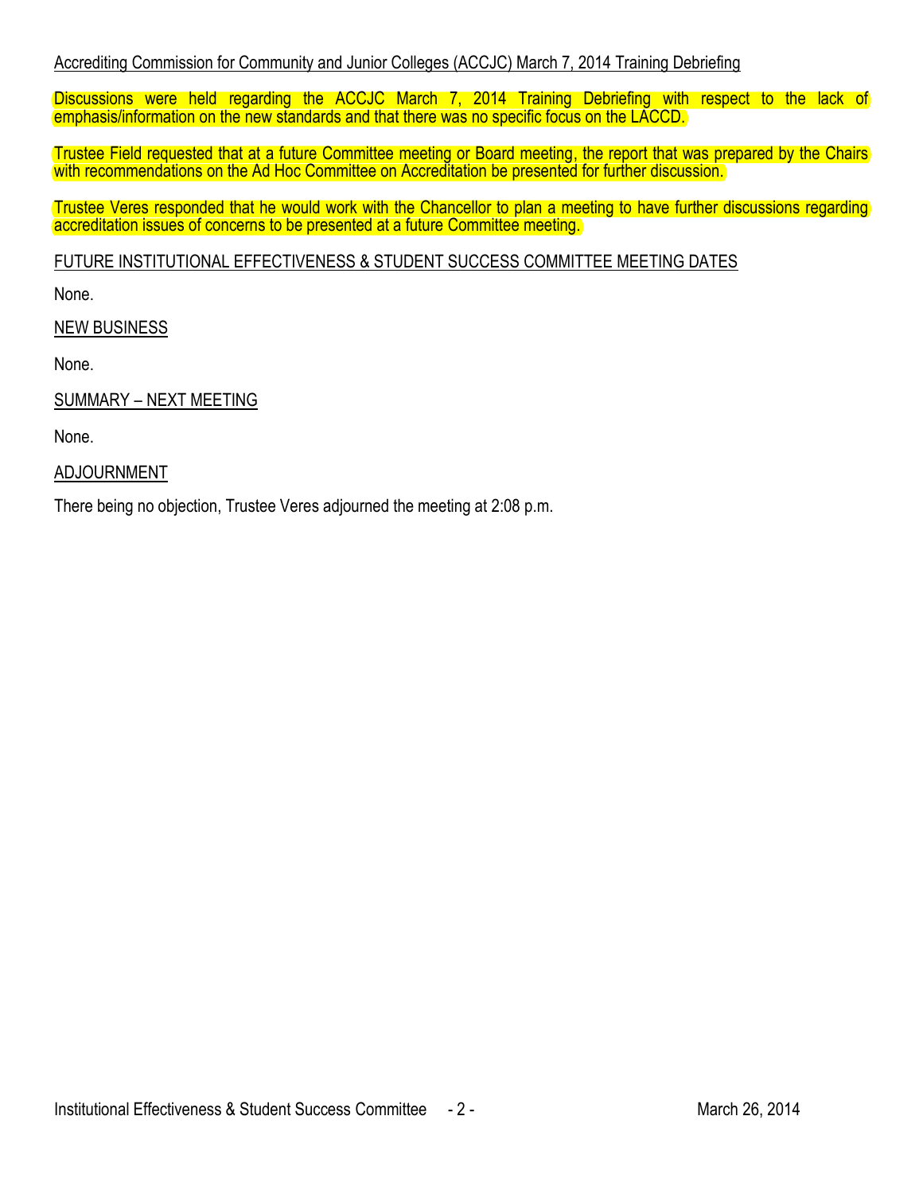Accrediting Commission for Community and Junior Colleges (ACCJC) March 7, 2014 Training Debriefing

Discussions were held regarding the ACCJC March 7, 2014 Training Debriefing with respect to the lack of emphasis/information on the new standards and that there was no specific focus on the LACCD.

Trustee Field requested that at a future Committee meeting or Board meeting, the report that was prepared by the Chairs with recommendations on the Ad Hoc Committee on Accreditation be presented for further discussion.

Trustee Veres responded that he would work with the Chancellor to plan a meeting to have further discussions regarding accreditation issues of concerns to be presented at a future Committee meeting.

FUTURE INSTITUTIONAL EFFECTIVENESS & STUDENT SUCCESS COMMITTEE MEETING DATES

None.

NEW BUSINESS

None.

SUMMARY – NEXT MEETING

None.

ADJOURNMENT

There being no objection, Trustee Veres adjourned the meeting at 2:08 p.m.